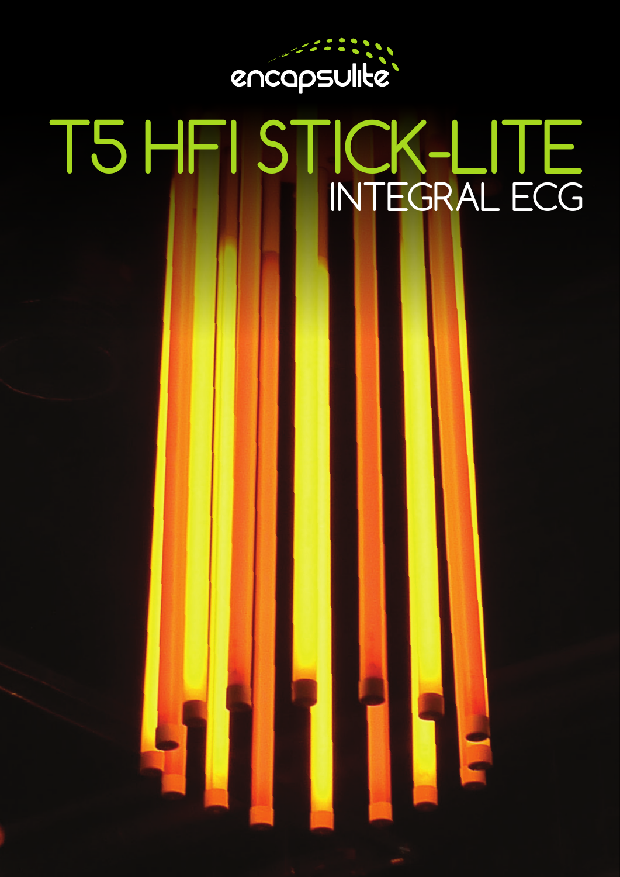encapsulite

# T5 HFI STICK-LITE

## INTEGRAL ECG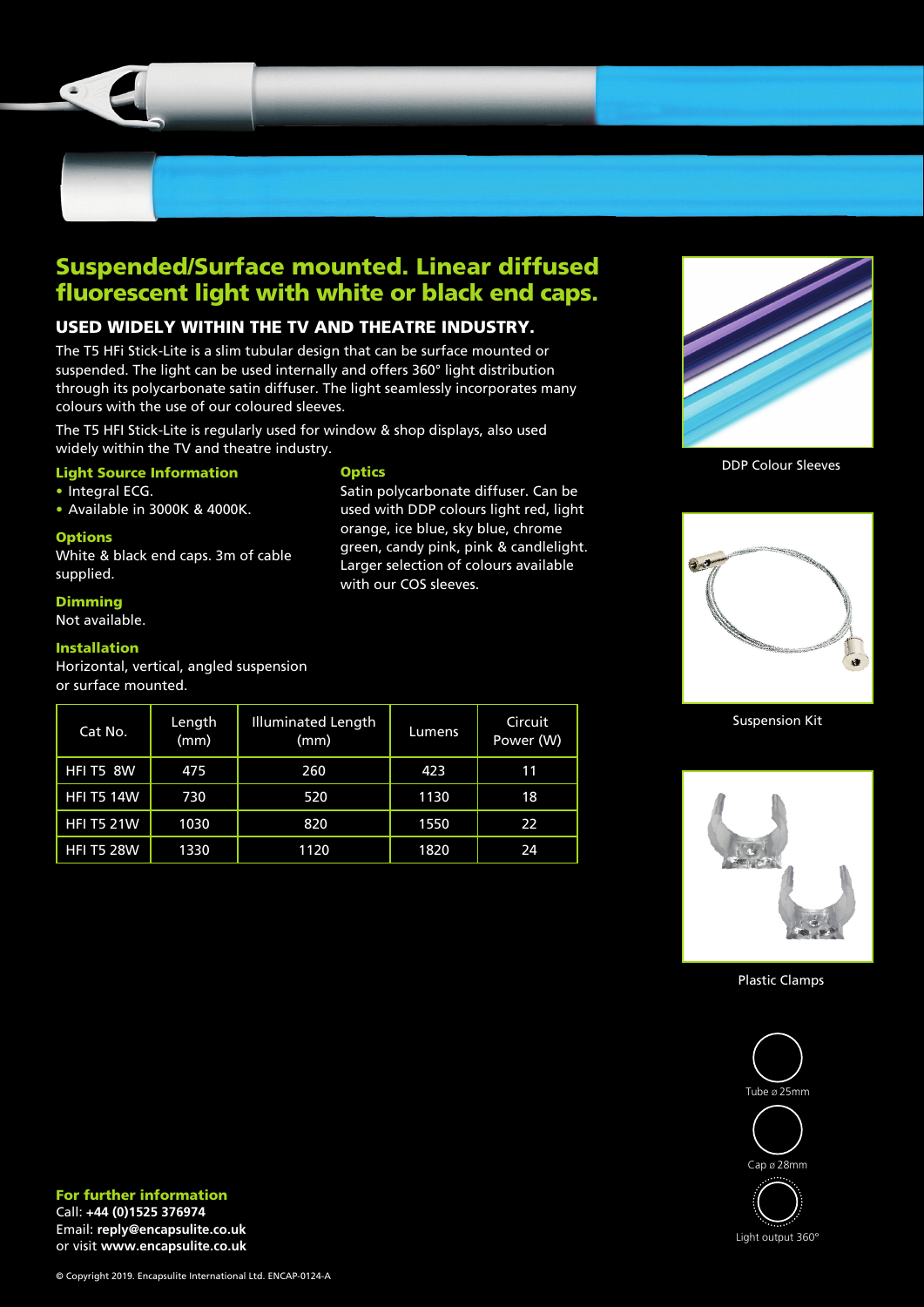## Suspended/Surface mounted. Linear diffused fluorescent light with white or black end caps.

### USED WIDELY WITHIN THE TV AND THEATRE INDUSTRY.

The T5 HFi Stick-Lite is a slim tubular design that can be surface mounted or suspended. The light can be used internally and offers 360° light distribution through its polycarbonate satin diffuser. The light seamlessly incorporates many colours with the use of our coloured sleeves.

The T5 HFI Stick-Lite is regularly used for window & shop displays, also used widely within the TV and theatre industry.

**Light Source Information**

- Integral ECG.
- Available in 3000K & 4000K.

**Options**

White & black end caps. 3m of cable supplied.

**Dimming**

Not available.

**Installation**

Horizontal, vertical, angled suspension or surface mounted.

**Optics**

Satin polycarbonate diffuser. Can be used with DDP colours light red, light orange, ice blue, sky blue, chrome green, candy pink, pink & candlelight. Larger selection of colours available with our COS sleeves.

| Cat No. | Length (mm) | Illuminated Length (mm) | Lumens | Circuit Power (W) |
|---|---|---|---|---|
| HFI T5 8W | 475 | 260 | 423 | 11 |
| HFI T5 14W | 730 | 520 | 1130 | 18 |
| HFI T5 21W | 1030 | 820 | 1550 | 22 |
| HFI T5 28W | 1330 | 1120 | 1820 | 24 |

DDP Colour Sleeves

Suspension Kit

Plastic Clamps

Tube ø 25mm

Cap ø 28mm

Light output 360°

**For further information**

Call: **+44 (0)1525 376974**
Email: **reply@encapsulite.co.uk**
or visit **www.encapsulite.co.uk**

© Copyright 2019. Encapsulite International Ltd. ENCAP-0124-A